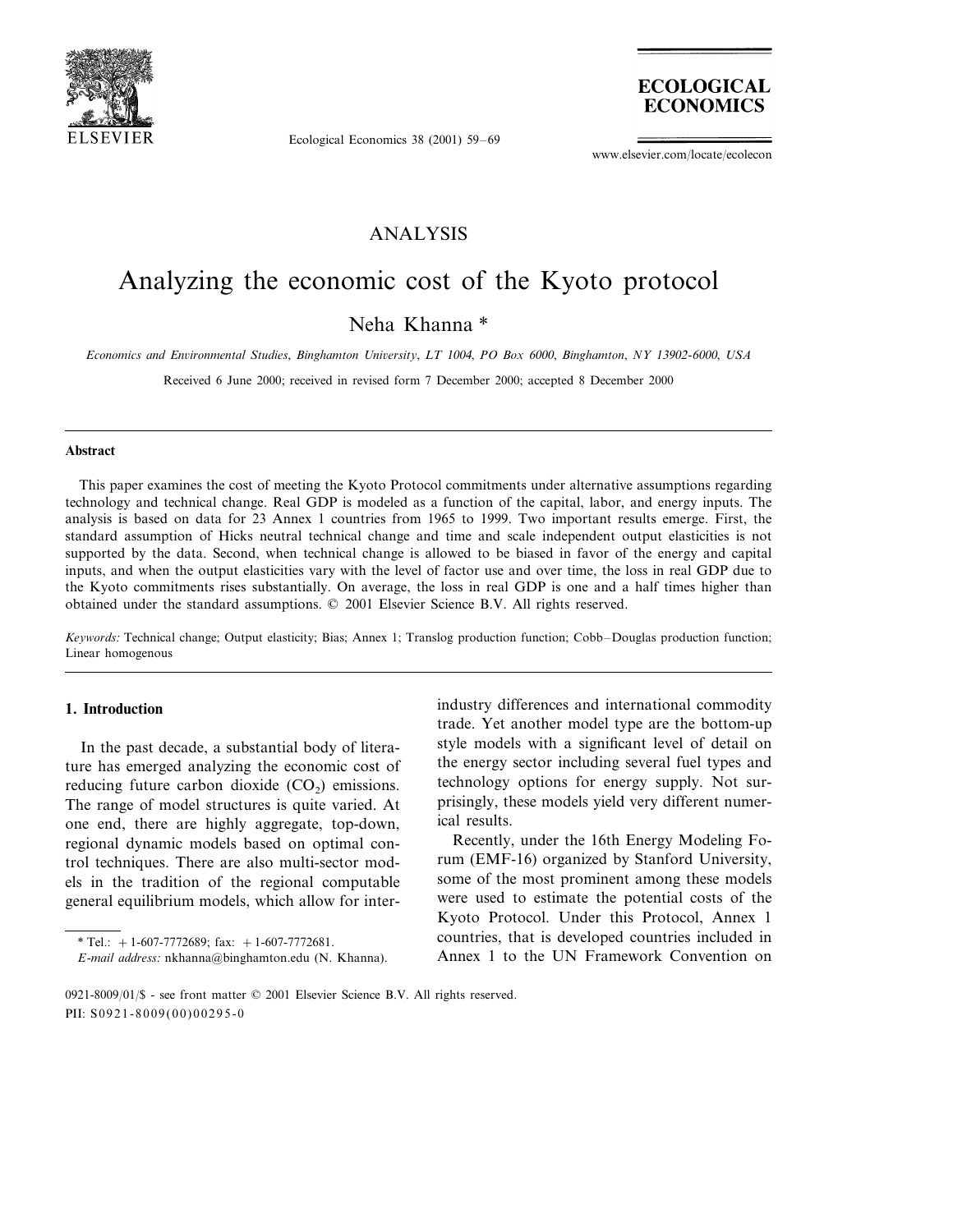ANALYSIS

# Analyzing the economic cost of the Kyoto protocol

Neha Khanna *

*Economics and Environmental Studies, Binghamton University, LT 1004, PO Box 6000, Binghamton, NY 13902-6000, USA*

Received 6 June 2000; received in revised form 7 December 2000; accepted 8 December 2000

## Abstract

This paper examines the cost of meeting the Kyoto Protocol commitments under alternative assumptions regarding technology and technical change. Real GDP is modeled as a function of the capital, labor, and energy inputs. The analysis is based on data for 23 Annex 1 countries from 1965 to 1999. Two important results emerge. First, the standard assumption of Hicks neutral technical change and time and scale independent output elasticities is not supported by the data. Second, when technical change is allowed to be biased in favor of the energy and capital inputs, and when the output elasticities vary with the level of factor use and over time, the loss in real GDP due to the Kyoto commitments rises substantially. On average, the loss in real GDP is one and a half times higher than obtained under the standard assumptions. © 2001 Elsevier Science B.V. All rights reserved.

*Keywords:* Technical change; Output elasticity; Bias; Annex 1; Translog production function; Cobb–Douglas production function; Linear homogenous

## 1. Introduction

In the past decade, a substantial body of literature has emerged analyzing the economic cost of reducing future carbon dioxide ($CO_2$) emissions. The range of model structures is quite varied. At one end, there are highly aggregate, top-down, regional dynamic models based on optimal control techniques. There are also multi-sector models in the tradition of the regional computable general equilibrium models, which allow for inter-industry differences and international commodity trade. Yet another model type are the bottom-up style models with a significant level of detail on the energy sector including several fuel types and technology options for energy supply. Not surprisingly, these models yield very different numerical results.

Recently, under the 16th Energy Modeling Forum (EMF-16) organized by Stanford University, some of the most prominent among these models were used to estimate the potential costs of the Kyoto Protocol. Under this Protocol, Annex 1 countries, that is developed countries included in Annex 1 to the UN Framework Convention on

* Tel.: +1-607-7772689; fax: +1-607-7772681.
*E-mail address:* nkhanna@binghamton.edu (N. Khanna).

0921-8009/01/$ - see front matter © 2001 Elsevier Science B.V. All rights reserved.
PII: S0921-8009(00)00295-0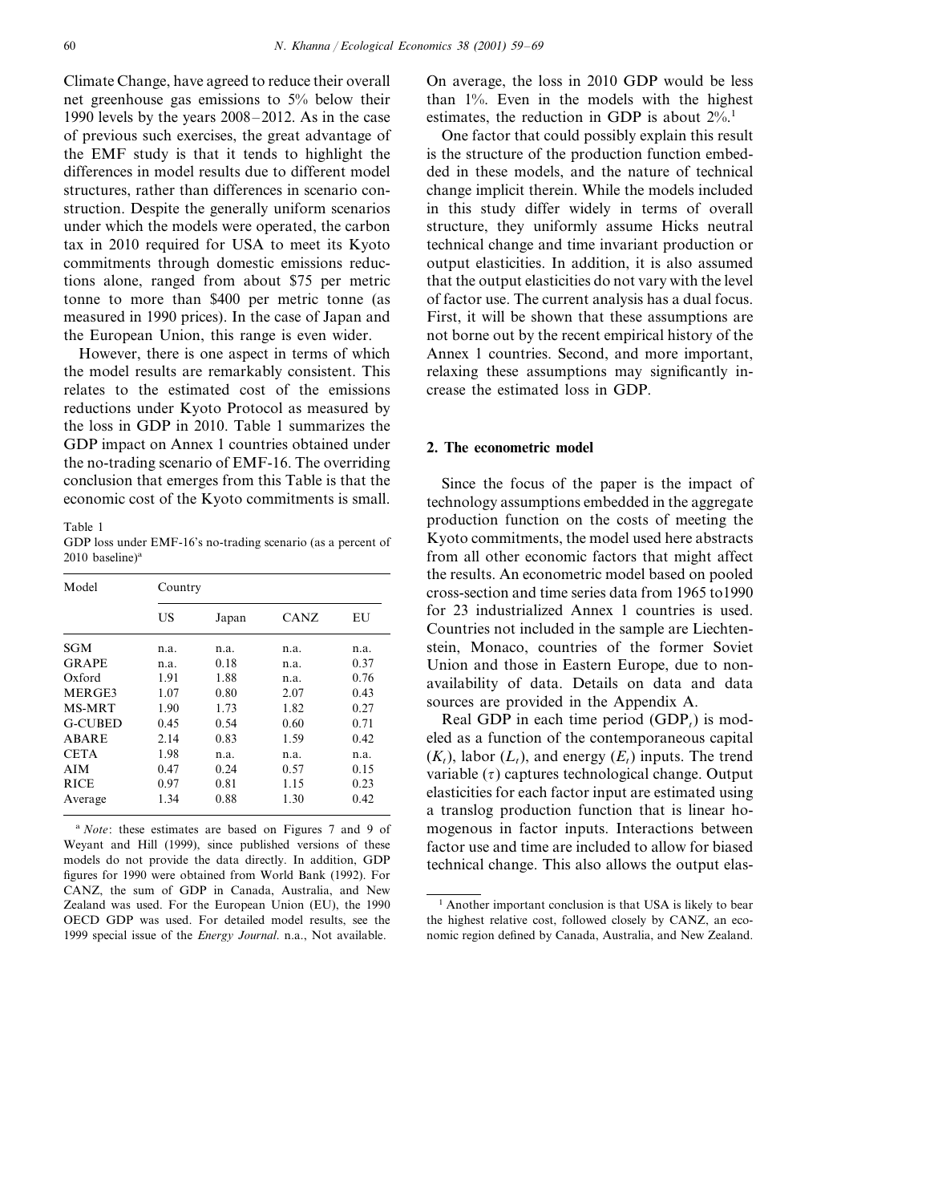Climate Change, have agreed to reduce their overall net greenhouse gas emissions to 5% below their 1990 levels by the years 2008–2012. As in the case of previous such exercises, the great advantage of the EMF study is that it tends to highlight the differences in model results due to different model structures, rather than differences in scenario construction. Despite the generally uniform scenarios under which the models were operated, the carbon tax in 2010 required for USA to meet its Kyoto commitments through domestic emissions reductions alone, ranged from about $75 per metric tonne to more than $400 per metric tonne (as measured in 1990 prices). In the case of Japan and the European Union, this range is even wider.

However, there is one aspect in terms of which the model results are remarkably consistent. This relates to the estimated cost of the emissions reductions under Kyoto Protocol as measured by the loss in GDP in 2010. Table 1 summarizes the GDP impact on Annex 1 countries obtained under the no-trading scenario of EMF-16. The overriding conclusion that emerges from this Table is that the economic cost of the Kyoto commitments is small.

Table 1
GDP loss under EMF-16's no-trading scenario (as a percent of 2010 baseline)[a]

| Model | Country | | | |
|---|---|---|---|---|
| | US | Japan | CANZ | EU |
| SGM | n.a. | n.a. | n.a. | n.a. |
| GRAPE | n.a. | 0.18 | n.a. | 0.37 |
| Oxford | 1.91 | 1.88 | n.a. | 0.76 |
| MERGE3 | 1.07 | 0.80 | 2.07 | 0.43 |
| MS-MRT | 1.90 | 1.73 | 1.82 | 0.27 |
| G-CUBED | 0.45 | 0.54 | 0.60 | 0.71 |
| ABARE | 2.14 | 0.83 | 1.59 | 0.42 |
| CETA | 1.98 | n.a. | n.a. | n.a. |
| AIM | 0.47 | 0.24 | 0.57 | 0.15 |
| RICE | 0.97 | 0.81 | 1.15 | 0.23 |
| Average | 1.34 | 0.88 | 1.30 | 0.42 |

[a] *Note*: these estimates are based on Figures 7 and 9 of Weyant and Hill (1999), since published versions of these models do not provide the data directly. In addition, GDP figures for 1990 were obtained from World Bank (1992). For CANZ, the sum of GDP in Canada, Australia, and New Zealand was used. For the European Union (EU), the 1990 OECD GDP was used. For detailed model results, see the 1999 special issue of the *Energy Journal*. n.a., Not available.

On average, the loss in 2010 GDP would be less than 1%. Even in the models with the highest estimates, the reduction in GDP is about 2%.[1]

One factor that could possibly explain this result is the structure of the production function embedded in these models, and the nature of technical change implicit therein. While the models included in this study differ widely in terms of overall structure, they uniformly assume Hicks neutral technical change and time invariant production or output elasticities. In addition, it is also assumed that the output elasticities do not vary with the level of factor use. The current analysis has a dual focus. First, it will be shown that these assumptions are not borne out by the recent empirical history of the Annex 1 countries. Second, and more important, relaxing these assumptions may significantly increase the estimated loss in GDP.

## 2. The econometric model

Since the focus of the paper is the impact of technology assumptions embedded in the aggregate production function on the costs of meeting the Kyoto commitments, the model used here abstracts from all other economic factors that might affect the results. An econometric model based on pooled cross-section and time series data from 1965 to1990 for 23 industrialized Annex 1 countries is used. Countries not included in the sample are Liechtenstein, Monaco, countries of the former Soviet Union and those in Eastern Europe, due to non-availability of data. Details on data and data sources are provided in the Appendix A.

Real GDP in each time period ($GDP_t$) is modeled as a function of the contemporaneous capital ($K_t$), labor ($L_t$), and energy ($E_t$) inputs. The trend variable ($\tau$) captures technological change. Output elasticities for each factor input are estimated using a translog production function that is linear homogenous in factor inputs. Interactions between factor use and time are included to allow for biased technical change. This also allows the output elas-

[1] Another important conclusion is that USA is likely to bear the highest relative cost, followed closely by CANZ, an economic region defined by Canada, Australia, and New Zealand.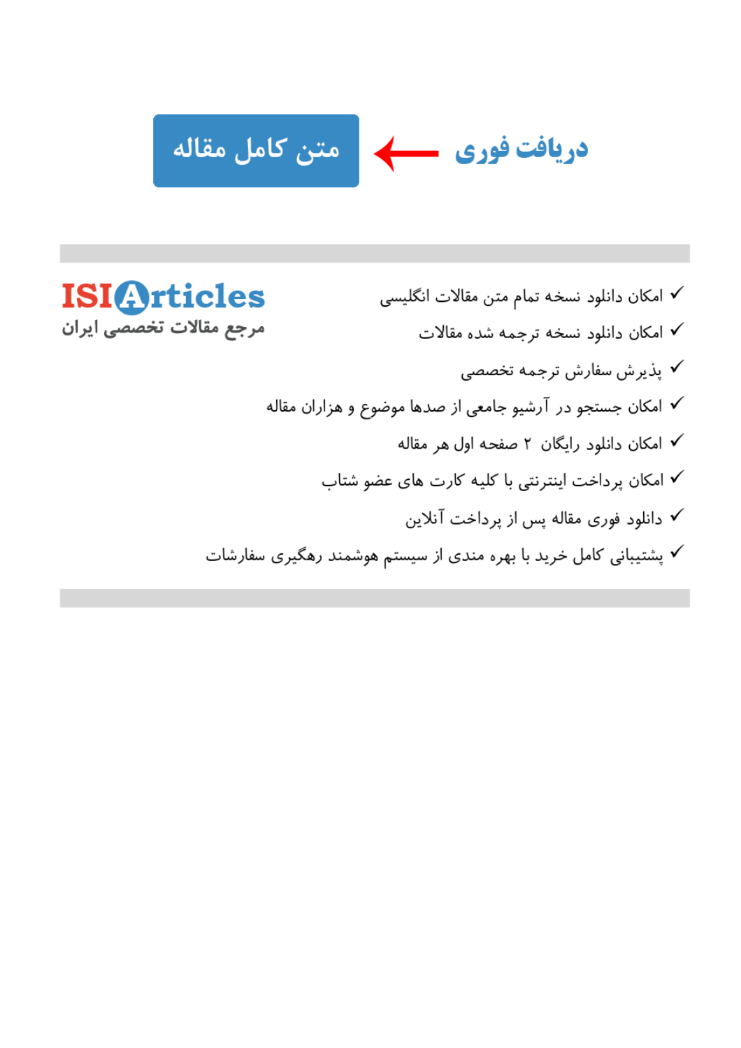دریافت فوری ← متن کامل مقاله

**ISIArticles**
مرجع مقالات تخصصی ایران

- ✓ امکان دانلود نسخه تمام متن مقالات انگلیسی
- ✓ امکان دانلود نسخه ترجمه شده مقالات
- ✓ پذیرش سفارش ترجمه تخصصی
- ✓ امکان جستجو در آرشیو جامعی از صدها موضوع و هزاران مقاله
- ✓ امکان دانلود رایگان ۲ صفحه اول هر مقاله
- ✓ امکان پرداخت اینترنتی با کلیه کارت های عضو شتاب
- ✓ دانلود فوری مقاله پس از پرداخت آنلاین
- ✓ پشتیبانی کامل خرید با بهره مندی از سیستم هوشمند رهگیری سفارشات